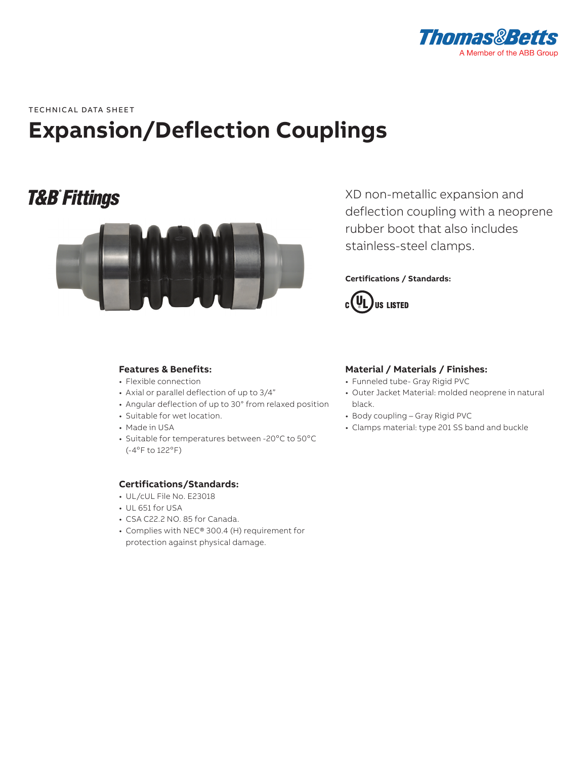Thomas&Betts
A Member of the ABB Group

TECHNICAL DATA SHEET

# Expansion/Deflection Couplings

T&B® Fittings

XD non-metallic expansion and deflection coupling with a neoprene rubber boot that also includes stainless-steel clamps.

**Certifications / Standards:**

c UL US LISTED

### Features & Benefits:

- Flexible connection
- Axial or parallel deflection of up to 3/4"
- Angular deflection of up to 30° from relaxed position
- Suitable for wet location.
- Made in USA
- Suitable for temperatures between -20°C to 50°C (-4°F to 122°F)

### Certifications/Standards:

- UL/cUL File No. E23018
- UL 651 for USA
- CSA C22.2 NO. 85 for Canada.
- Complies with NEC® 300.4 (H) requirement for protection against physical damage.

### Material / Materials / Finishes:

- Funneled tube- Gray Rigid PVC
- Outer Jacket Material: molded neoprene in natural black.
- Body coupling – Gray Rigid PVC
- Clamps material: type 201 SS band and buckle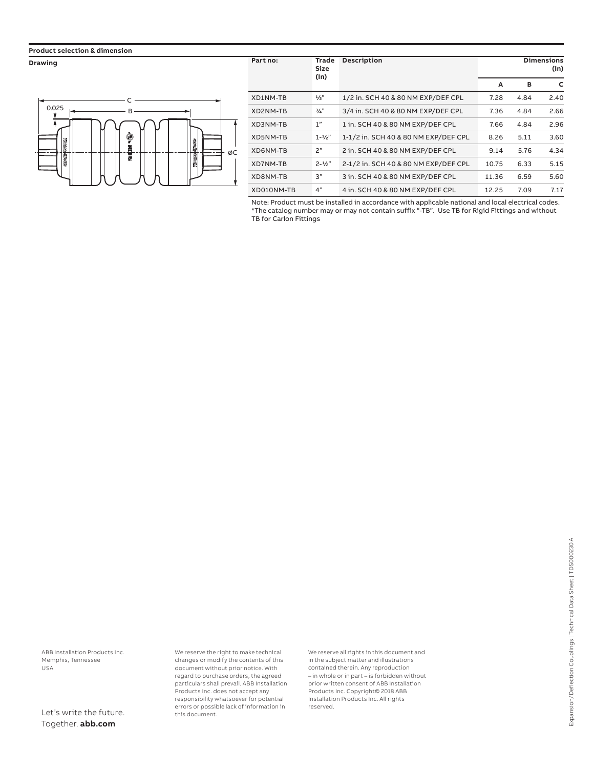**Product selection & dimension**

**Drawing**

C

0.025

B

ØC

| Part no: | Trade Size (In) | Description | Dimensions (In) | | |
|---|---|---|---|---|---|
| | | | A | B | C |
| XD1NM-TB | ½" | 1/2 in. SCH 40 & 80 NM EXP/DEF CPL | 7.28 | 4.84 | 2.40 |
| XD2NM-TB | ¾" | 3/4 in. SCH 40 & 80 NM EXP/DEF CPL | 7.36 | 4.84 | 2.66 |
| XD3NM-TB | 1" | 1 in. SCH 40 & 80 NM EXP/DEF CPL | 7.66 | 4.84 | 2.96 |
| XD5NM-TB | 1-½" | 1-1/2 in. SCH 40 & 80 NM EXP/DEF CPL | 8.26 | 5.11 | 3.60 |
| XD6NM-TB | 2" | 2 in. SCH 40 & 80 NM EXP/DEF CPL | 9.14 | 5.76 | 4.34 |
| XD7NM-TB | 2-½" | 2-1/2 in. SCH 40 & 80 NM EXP/DEF CPL | 10.75 | 6.33 | 5.15 |
| XD8NM-TB | 3" | 3 in. SCH 40 & 80 NM EXP/DEF CPL | 11.36 | 6.59 | 5.60 |
| XD010NM-TB | 4" | 4 in. SCH 40 & 80 NM EXP/DEF CPL | 12.25 | 7.09 | 7.17 |

Note: Product must be installed in accordance with applicable national and local electrical codes.
*The catalog number may or may not contain suffix "-TB". Use TB for Rigid Fittings and without TB for Carlon Fittings

ABB Installation Products Inc.
Memphis, Tennessee
USA

Let's write the future.
Together. **abb.com**

We reserve the right to make technical changes or modify the contents of this document without prior notice. With regard to purchase orders, the agreed particulars shall prevail. ABB Installation Products Inc. does not accept any responsibility whatsoever for potential errors or possible lack of information in this document.

We reserve all rights in this document and in the subject matter and illustrations contained therein. Any reproduction – in whole or in part – is forbidden without prior written consent of ABB Installation Products Inc. Copyright© 2018 ABB Installation Products Inc. All rights reserved.

Expansion/Deflection Couplings | Technical Data Sheet | TDS000230 A